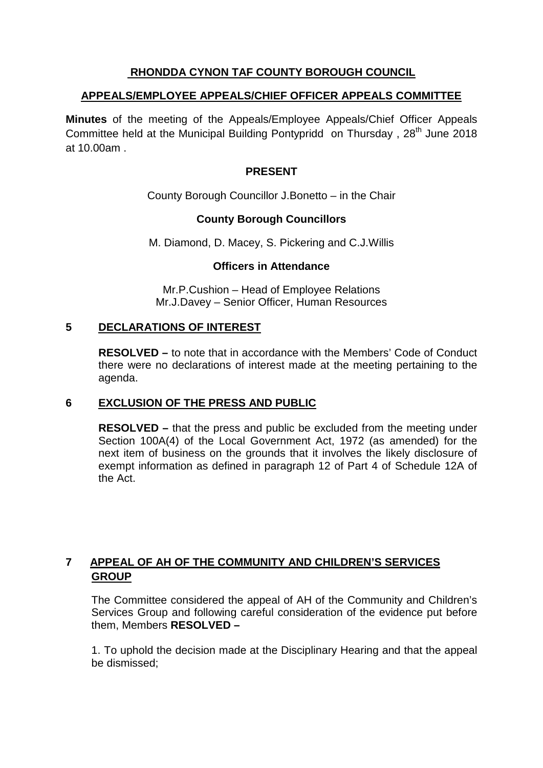# RHONDDA CYNON TAF COUNTY BOROUGH COUNCIL

## APPEALS/EMPLOYEE APPEALS/CHIEF OFFICER APPEALS COMMITTEE

**Minutes** of the meeting of the Appeals/Employee Appeals/Chief Officer Appeals Committee held at the Municipal Building Pontypridd on Thursday , 28th June 2018 at 10.00am .

### PRESENT

County Borough Councillor J.Bonetto – in the Chair

### County Borough Councillors

M. Diamond, D. Macey, S. Pickering and C.J.Willis

### Officers in Attendance

Mr.P.Cushion – Head of Employee Relations
Mr.J.Davey – Senior Officer, Human Resources

## 5 DECLARATIONS OF INTEREST

**RESOLVED –** to note that in accordance with the Members' Code of Conduct there were no declarations of interest made at the meeting pertaining to the agenda.

## 6 EXCLUSION OF THE PRESS AND PUBLIC

**RESOLVED –** that the press and public be excluded from the meeting under Section 100A(4) of the Local Government Act, 1972 (as amended) for the next item of business on the grounds that it involves the likely disclosure of exempt information as defined in paragraph 12 of Part 4 of Schedule 12A of the Act.

## 7 APPEAL OF AH OF THE COMMUNITY AND CHILDREN'S SERVICES GROUP

The Committee considered the appeal of AH of the Community and Children's Services Group and following careful consideration of the evidence put before them, Members **RESOLVED –**

1. To uphold the decision made at the Disciplinary Hearing and that the appeal be dismissed;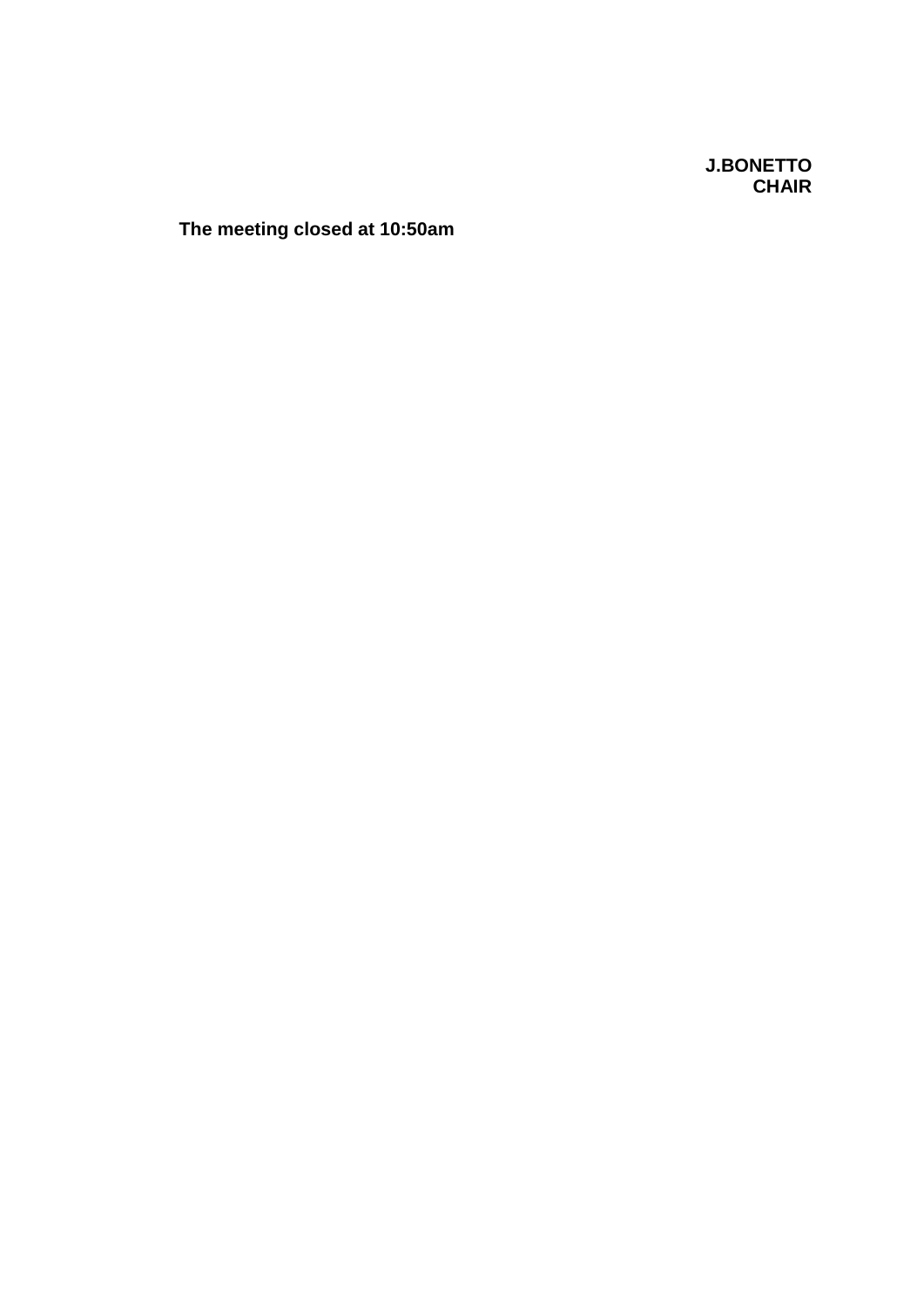**J.BONETTO**
**CHAIR**

**The meeting closed at 10:50am**